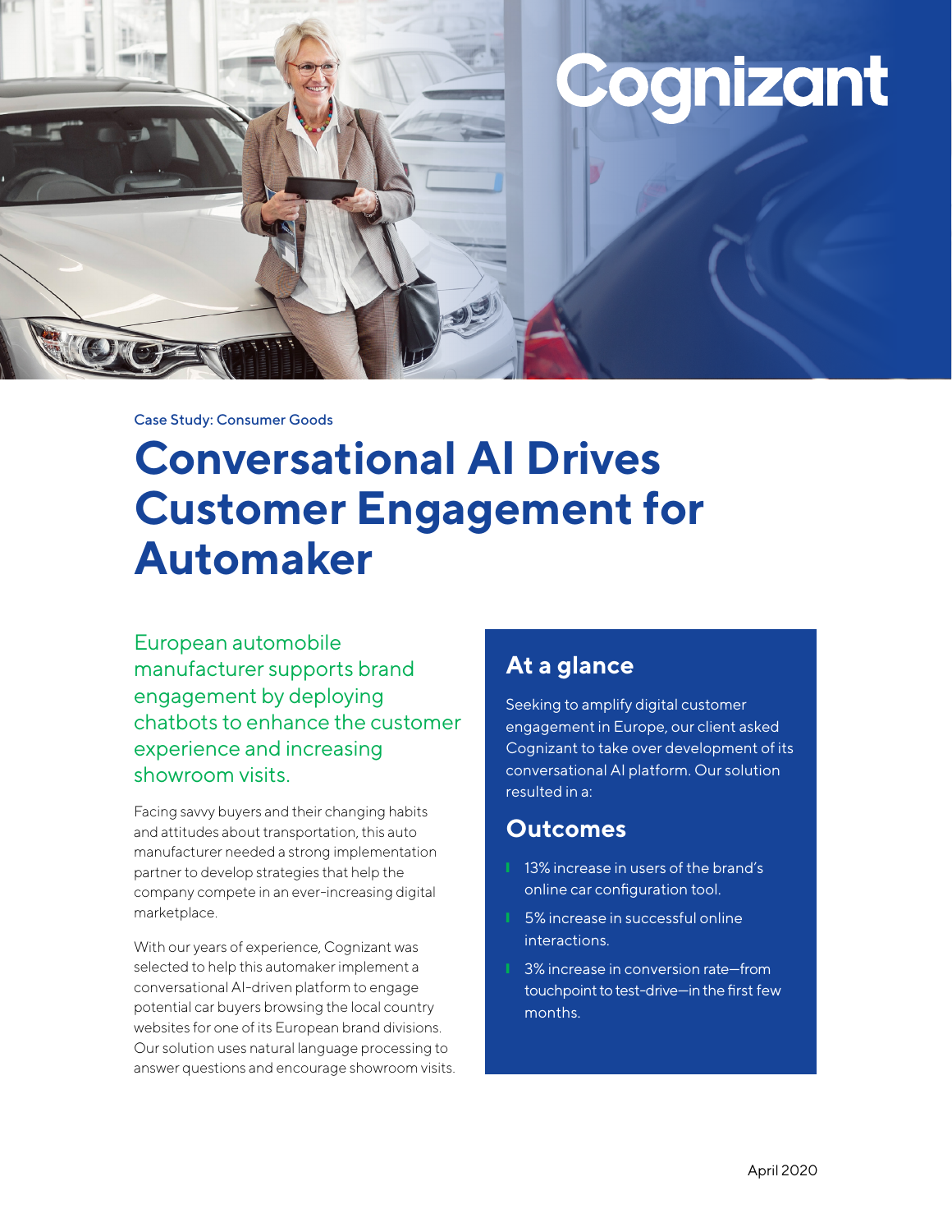Case Study: Consumer Goods

# Conversational AI Drives Customer Engagement for Automaker

European automobile manufacturer supports brand engagement by deploying chatbots to enhance the customer experience and increasing showroom visits.

Facing savvy buyers and their changing habits and attitudes about transportation, this auto manufacturer needed a strong implementation partner to develop strategies that help the company compete in an ever-increasing digital marketplace.

With our years of experience, Cognizant was selected to help this automaker implement a conversational AI-driven platform to engage potential car buyers browsing the local country websites for one of its European brand divisions. Our solution uses natural language processing to answer questions and encourage showroom visits.

## At a glance

Seeking to amplify digital customer engagement in Europe, our client asked Cognizant to take over development of its conversational AI platform. Our solution resulted in a:

## Outcomes

- 13% increase in users of the brand's online car configuration tool.
- 5% increase in successful online interactions.
- 3% increase in conversion rate—from touchpoint to test-drive—in the first few months.

April 2020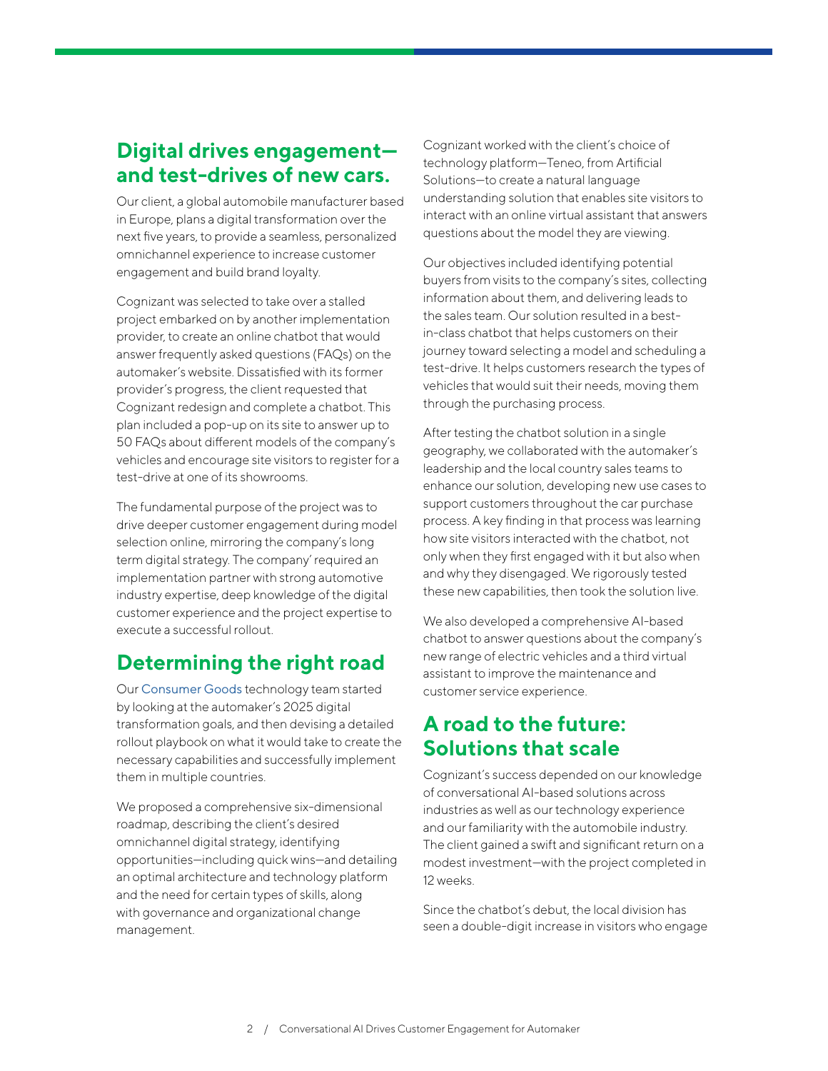## Digital drives engagement—and test-drives of new cars.

Our client, a global automobile manufacturer based in Europe, plans a digital transformation over the next five years, to provide a seamless, personalized omnichannel experience to increase customer engagement and build brand loyalty.

Cognizant was selected to take over a stalled project embarked on by another implementation provider, to create an online chatbot that would answer frequently asked questions (FAQs) on the automaker's website. Dissatisfied with its former provider's progress, the client requested that Cognizant redesign and complete a chatbot. This plan included a pop-up on its site to answer up to 50 FAQs about different models of the company's vehicles and encourage site visitors to register for a test-drive at one of its showrooms.

The fundamental purpose of the project was to drive deeper customer engagement during model selection online, mirroring the company's long term digital strategy. The company' required an implementation partner with strong automotive industry expertise, deep knowledge of the digital customer experience and the project expertise to execute a successful rollout.

## Determining the right road

Our Consumer Goods technology team started by looking at the automaker's 2025 digital transformation goals, and then devising a detailed rollout playbook on what it would take to create the necessary capabilities and successfully implement them in multiple countries.

We proposed a comprehensive six-dimensional roadmap, describing the client's desired omnichannel digital strategy, identifying opportunities—including quick wins—and detailing an optimal architecture and technology platform and the need for certain types of skills, along with governance and organizational change management.

Cognizant worked with the client's choice of technology platform—Teneo, from Artificial Solutions—to create a natural language understanding solution that enables site visitors to interact with an online virtual assistant that answers questions about the model they are viewing.

Our objectives included identifying potential buyers from visits to the company's sites, collecting information about them, and delivering leads to the sales team. Our solution resulted in a best-in-class chatbot that helps customers on their journey toward selecting a model and scheduling a test-drive. It helps customers research the types of vehicles that would suit their needs, moving them through the purchasing process.

After testing the chatbot solution in a single geography, we collaborated with the automaker's leadership and the local country sales teams to enhance our solution, developing new use cases to support customers throughout the car purchase process. A key finding in that process was learning how site visitors interacted with the chatbot, not only when they first engaged with it but also when and why they disengaged. We rigorously tested these new capabilities, then took the solution live.

We also developed a comprehensive AI-based chatbot to answer questions about the company's new range of electric vehicles and a third virtual assistant to improve the maintenance and customer service experience.

## A road to the future: Solutions that scale

Cognizant's success depended on our knowledge of conversational AI-based solutions across industries as well as our technology experience and our familiarity with the automobile industry. The client gained a swift and significant return on a modest investment—with the project completed in 12 weeks.

Since the chatbot's debut, the local division has seen a double-digit increase in visitors who engage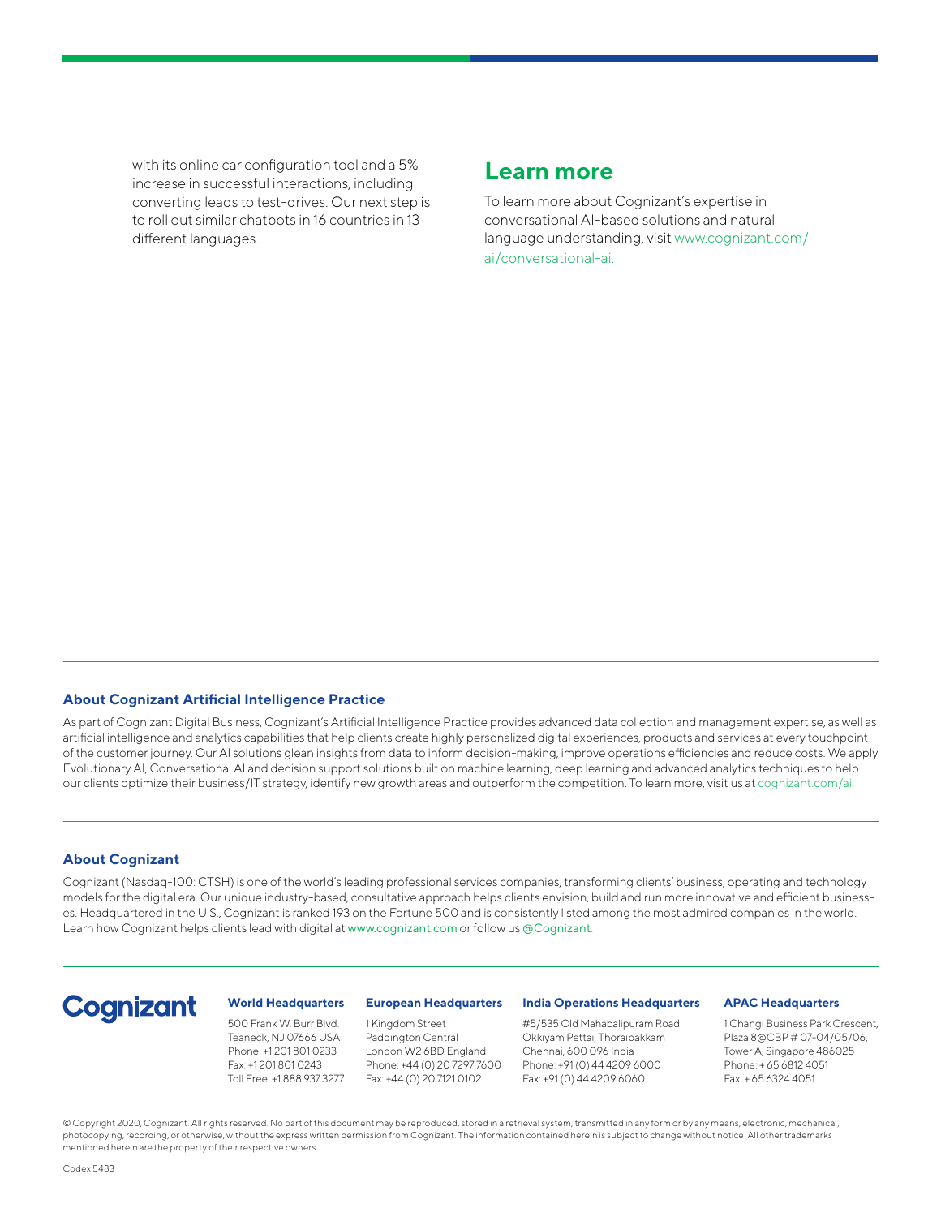with its online car configuration tool and a 5% increase in successful interactions, including converting leads to test-drives. Our next step is to roll out similar chatbots in 16 countries in 13 different languages.

## Learn more

To learn more about Cognizant's expertise in conversational AI-based solutions and natural language understanding, visit www.cognizant.com/ai/conversational-ai.

### About Cognizant Artificial Intelligence Practice

As part of Cognizant Digital Business, Cognizant's Artificial Intelligence Practice provides advanced data collection and management expertise, as well as artificial intelligence and analytics capabilities that help clients create highly personalized digital experiences, products and services at every touchpoint of the customer journey. Our AI solutions glean insights from data to inform decision-making, improve operations efficiencies and reduce costs. We apply Evolutionary AI, Conversational AI and decision support solutions built on machine learning, deep learning and advanced analytics techniques to help our clients optimize their business/IT strategy, identify new growth areas and outperform the competition. To learn more, visit us at cognizant.com/ai.

### About Cognizant

Cognizant (Nasdaq-100: CTSH) is one of the world's leading professional services companies, transforming clients' business, operating and technology models for the digital era. Our unique industry-based, consultative approach helps clients envision, build and run more innovative and efficient businesses. Headquartered in the U.S., Cognizant is ranked 193 on the Fortune 500 and is consistently listed among the most admired companies in the world. Learn how Cognizant helps clients lead with digital at www.cognizant.com or follow us @Cognizant.

Cognizant

**World Headquarters**
500 Frank W. Burr Blvd.
Teaneck, NJ 07666 USA
Phone: +1 201 801 0233
Fax: +1 201 801 0243
Toll Free: +1 888 937 3277

**European Headquarters**
1 Kingdom Street
Paddington Central
London W2 6BD England
Phone: +44 (0) 20 7297 7600
Fax: +44 (0) 20 7121 0102

**India Operations Headquarters**
#5/535 Old Mahabalipuram Road
Okkiyam Pettai, Thoraipakkam
Chennai, 600 096 India
Phone: +91 (0) 44 4209 6000
Fax: +91 (0) 44 4209 6060

**APAC Headquarters**
1 Changi Business Park Crescent,
Plaza 8@CBP # 07-04/05/06,
Tower A, Singapore 486025
Phone: + 65 6812 4051
Fax: + 65 6324 4051

© Copyright 2020, Cognizant. All rights reserved. No part of this document may be reproduced, stored in a retrieval system, transmitted in any form or by any means, electronic, mechanical, photocopying, recording, or otherwise, without the express written permission from Cognizant. The information contained herein is subject to change without notice. All other trademarks mentioned herein are the property of their respective owners.

Codex 5483